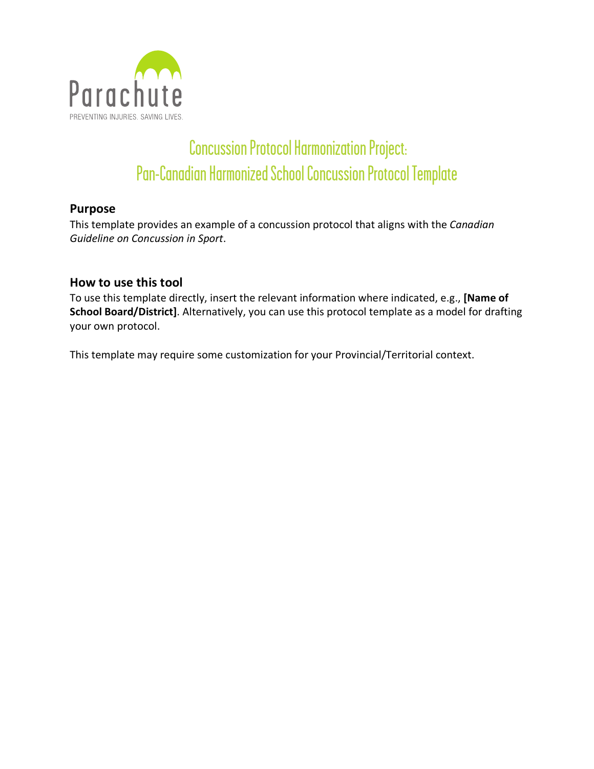Parachute

PREVENTING INJURIES. SAVING LIVES.

# Concussion Protocol Harmonization Project: Pan-Canadian Harmonized School Concussion Protocol Template

## Purpose

This template provides an example of a concussion protocol that aligns with the *Canadian Guideline on Concussion in Sport*.

## How to use this tool

To use this template directly, insert the relevant information where indicated, e.g., **[Name of School Board/District]**. Alternatively, you can use this protocol template as a model for drafting your own protocol.

This template may require some customization for your Provincial/Territorial context.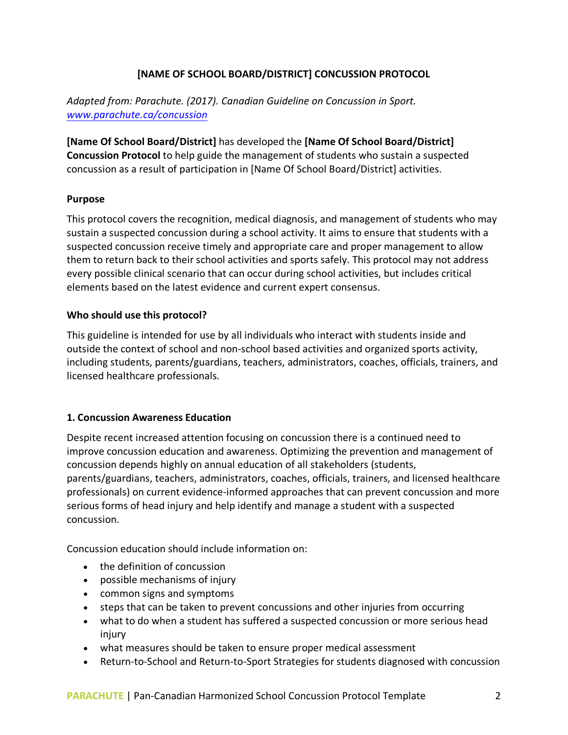# [NAME OF SCHOOL BOARD/DISTRICT] CONCUSSION PROTOCOL

*Adapted from: Parachute. (2017). Canadian Guideline on Concussion in Sport. [www.parachute.ca/concussion](http://www.parachute.ca/concussion)*

**[Name Of School Board/District]** has developed the **[Name Of School Board/District] Concussion Protocol** to help guide the management of students who sustain a suspected concussion as a result of participation in [Name Of School Board/District] activities.

**Purpose**

This protocol covers the recognition, medical diagnosis, and management of students who may sustain a suspected concussion during a school activity. It aims to ensure that students with a suspected concussion receive timely and appropriate care and proper management to allow them to return back to their school activities and sports safely. This protocol may not address every possible clinical scenario that can occur during school activities, but includes critical elements based on the latest evidence and current expert consensus.

**Who should use this protocol?**

This guideline is intended for use by all individuals who interact with students inside and outside the context of school and non-school based activities and organized sports activity, including students, parents/guardians, teachers, administrators, coaches, officials, trainers, and licensed healthcare professionals.

## 1. Concussion Awareness Education

Despite recent increased attention focusing on concussion there is a continued need to improve concussion education and awareness. Optimizing the prevention and management of concussion depends highly on annual education of all stakeholders (students, parents/guardians, teachers, administrators, coaches, officials, trainers, and licensed healthcare professionals) on current evidence-informed approaches that can prevent concussion and more serious forms of head injury and help identify and manage a student with a suspected concussion.

Concussion education should include information on:

- the definition of concussion
- possible mechanisms of injury
- common signs and symptoms
- steps that can be taken to prevent concussions and other injuries from occurring
- what to do when a student has suffered a suspected concussion or more serious head injury
- what measures should be taken to ensure proper medical assessment
- Return-to-School and Return-to-Sport Strategies for students diagnosed with concussion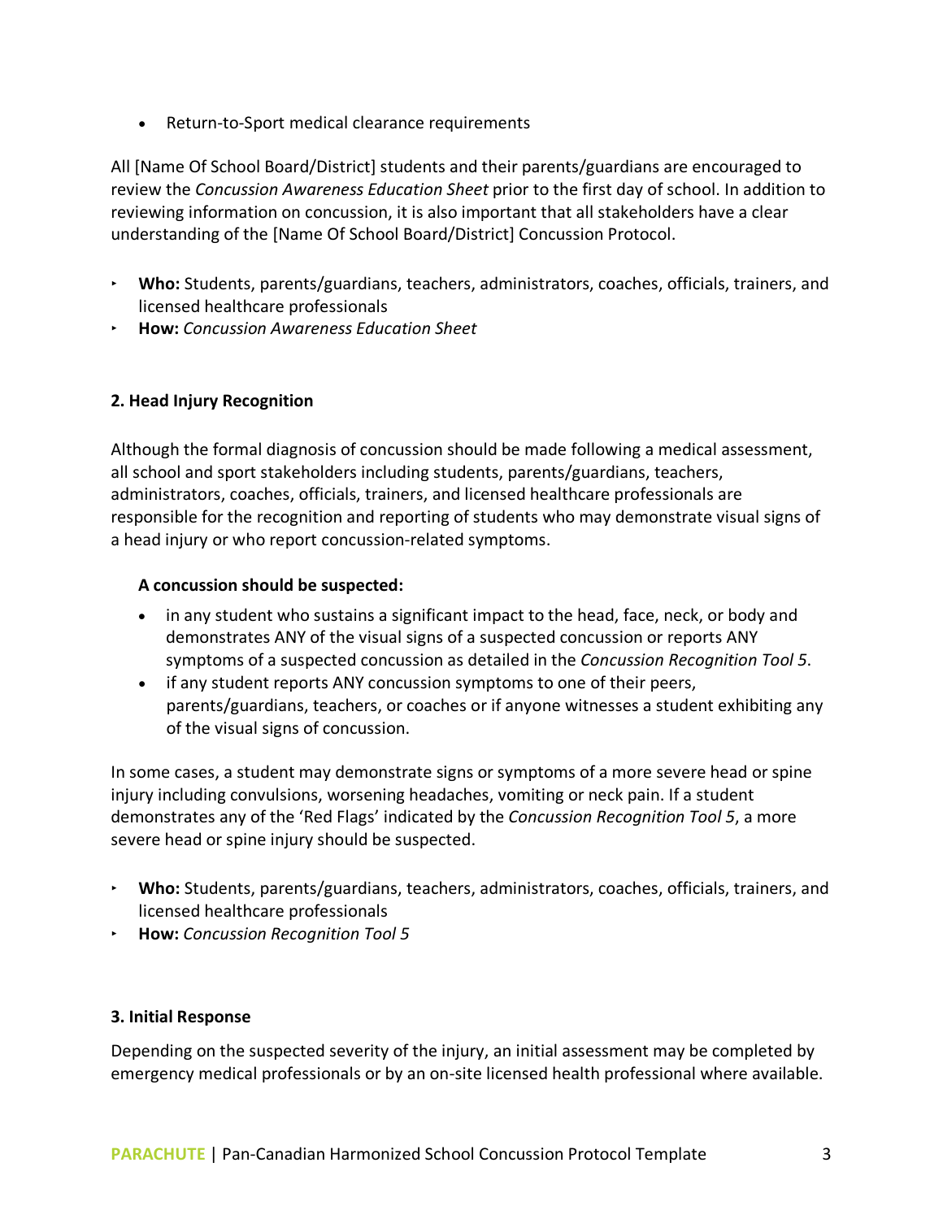- Return-to-Sport medical clearance requirements

All [Name Of School Board/District] students and their parents/guardians are encouraged to review the *Concussion Awareness Education Sheet* prior to the first day of school. In addition to reviewing information on concussion, it is also important that all stakeholders have a clear understanding of the [Name Of School Board/District] Concussion Protocol.

- **Who:** Students, parents/guardians, teachers, administrators, coaches, officials, trainers, and licensed healthcare professionals
- **How:** *Concussion Awareness Education Sheet*

### 2. Head Injury Recognition

Although the formal diagnosis of concussion should be made following a medical assessment, all school and sport stakeholders including students, parents/guardians, teachers, administrators, coaches, officials, trainers, and licensed healthcare professionals are responsible for the recognition and reporting of students who may demonstrate visual signs of a head injury or who report concussion-related symptoms.

**A concussion should be suspected:**

- in any student who sustains a significant impact to the head, face, neck, or body and demonstrates ANY of the visual signs of a suspected concussion or reports ANY symptoms of a suspected concussion as detailed in the *Concussion Recognition Tool 5*.
- if any student reports ANY concussion symptoms to one of their peers, parents/guardians, teachers, or coaches or if anyone witnesses a student exhibiting any of the visual signs of concussion.

In some cases, a student may demonstrate signs or symptoms of a more severe head or spine injury including convulsions, worsening headaches, vomiting or neck pain. If a student demonstrates any of the 'Red Flags' indicated by the *Concussion Recognition Tool 5*, a more severe head or spine injury should be suspected.

- **Who:** Students, parents/guardians, teachers, administrators, coaches, officials, trainers, and licensed healthcare professionals
- **How:** *Concussion Recognition Tool 5*

### 3. Initial Response

Depending on the suspected severity of the injury, an initial assessment may be completed by emergency medical professionals or by an on-site licensed health professional where available.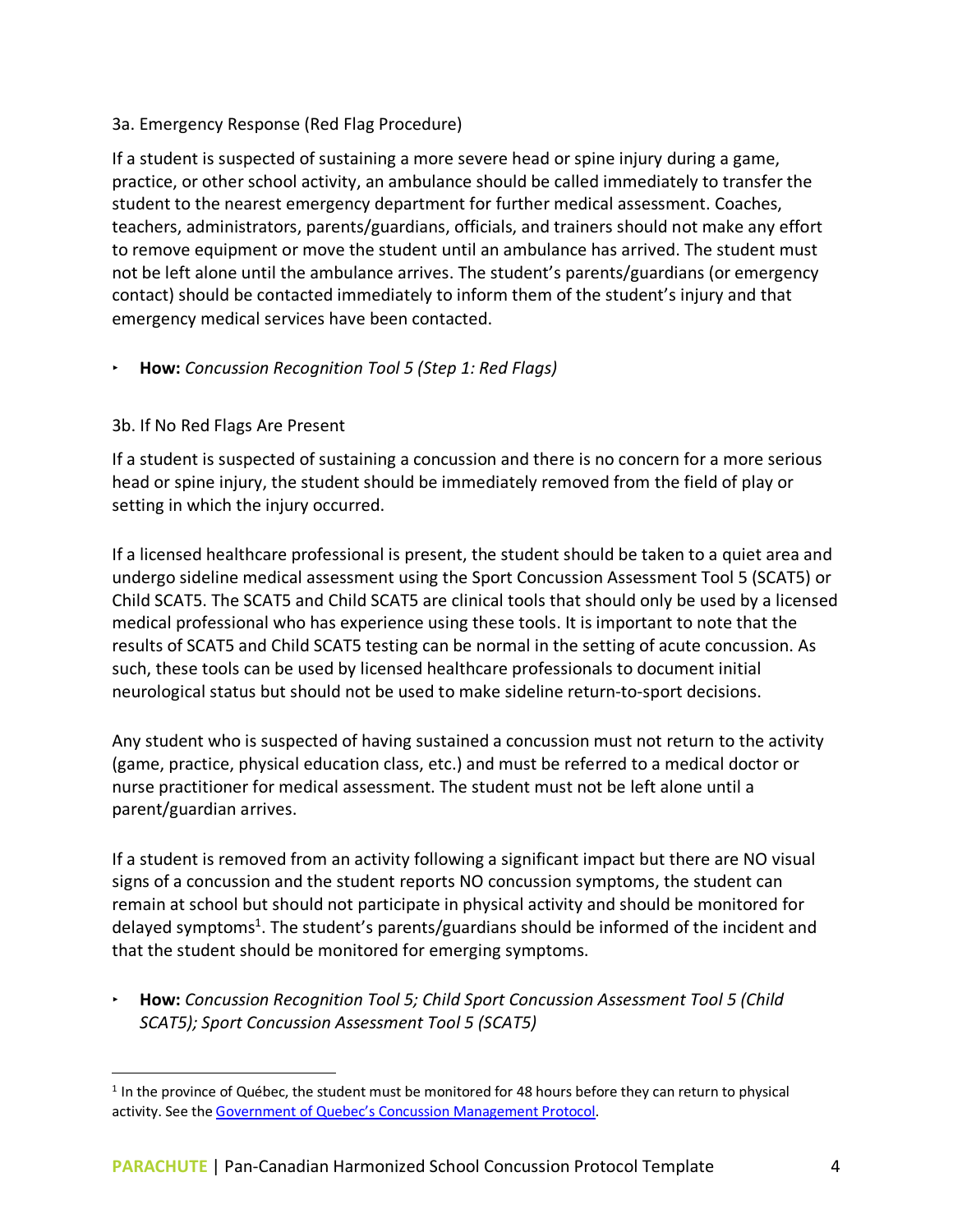### 3a. Emergency Response (Red Flag Procedure)

If a student is suspected of sustaining a more severe head or spine injury during a game, practice, or other school activity, an ambulance should be called immediately to transfer the student to the nearest emergency department for further medical assessment. Coaches, teachers, administrators, parents/guardians, officials, and trainers should not make any effort to remove equipment or move the student until an ambulance has arrived. The student must not be left alone until the ambulance arrives. The student's parents/guardians (or emergency contact) should be contacted immediately to inform them of the student's injury and that emergency medical services have been contacted.

- **How:** *Concussion Recognition Tool 5 (Step 1: Red Flags)*

### 3b. If No Red Flags Are Present

If a student is suspected of sustaining a concussion and there is no concern for a more serious head or spine injury, the student should be immediately removed from the field of play or setting in which the injury occurred.

If a licensed healthcare professional is present, the student should be taken to a quiet area and undergo sideline medical assessment using the Sport Concussion Assessment Tool 5 (SCAT5) or Child SCAT5. The SCAT5 and Child SCAT5 are clinical tools that should only be used by a licensed medical professional who has experience using these tools. It is important to note that the results of SCAT5 and Child SCAT5 testing can be normal in the setting of acute concussion. As such, these tools can be used by licensed healthcare professionals to document initial neurological status but should not be used to make sideline return-to-sport decisions.

Any student who is suspected of having sustained a concussion must not return to the activity (game, practice, physical education class, etc.) and must be referred to a medical doctor or nurse practitioner for medical assessment. The student must not be left alone until a parent/guardian arrives.

If a student is removed from an activity following a significant impact but there are NO visual signs of a concussion and the student reports NO concussion symptoms, the student can remain at school but should not participate in physical activity and should be monitored for delayed symptoms[1]. The student's parents/guardians should be informed of the incident and that the student should be monitored for emerging symptoms.

- **How:** *Concussion Recognition Tool 5; Child Sport Concussion Assessment Tool 5 (Child SCAT5); Sport Concussion Assessment Tool 5 (SCAT5)*

---

[1] In the province of Québec, the student must be monitored for 48 hours before they can return to physical activity. See the Government of Quebec's Concussion Management Protocol.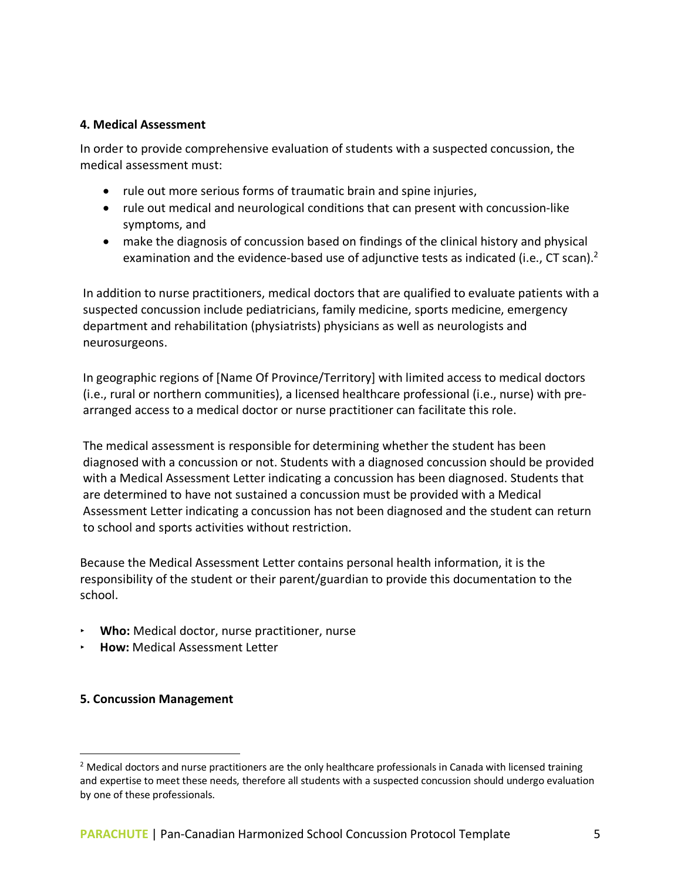### 4. Medical Assessment

In order to provide comprehensive evaluation of students with a suspected concussion, the medical assessment must:

- rule out more serious forms of traumatic brain and spine injuries,
- rule out medical and neurological conditions that can present with concussion-like symptoms, and
- make the diagnosis of concussion based on findings of the clinical history and physical examination and the evidence-based use of adjunctive tests as indicated (i.e., CT scan).[2]

In addition to nurse practitioners, medical doctors that are qualified to evaluate patients with a suspected concussion include pediatricians, family medicine, sports medicine, emergency department and rehabilitation (physiatrists) physicians as well as neurologists and neurosurgeons.

In geographic regions of [Name Of Province/Territory] with limited access to medical doctors (i.e., rural or northern communities), a licensed healthcare professional (i.e., nurse) with pre-arranged access to a medical doctor or nurse practitioner can facilitate this role.

The medical assessment is responsible for determining whether the student has been diagnosed with a concussion or not. Students with a diagnosed concussion should be provided with a Medical Assessment Letter indicating a concussion has been diagnosed. Students that are determined to have not sustained a concussion must be provided with a Medical Assessment Letter indicating a concussion has not been diagnosed and the student can return to school and sports activities without restriction.

Because the Medical Assessment Letter contains personal health information, it is the responsibility of the student or their parent/guardian to provide this documentation to the school.

- **Who:** Medical doctor, nurse practitioner, nurse
- **How:** Medical Assessment Letter

### 5. Concussion Management

[2] Medical doctors and nurse practitioners are the only healthcare professionals in Canada with licensed training and expertise to meet these needs, therefore all students with a suspected concussion should undergo evaluation by one of these professionals.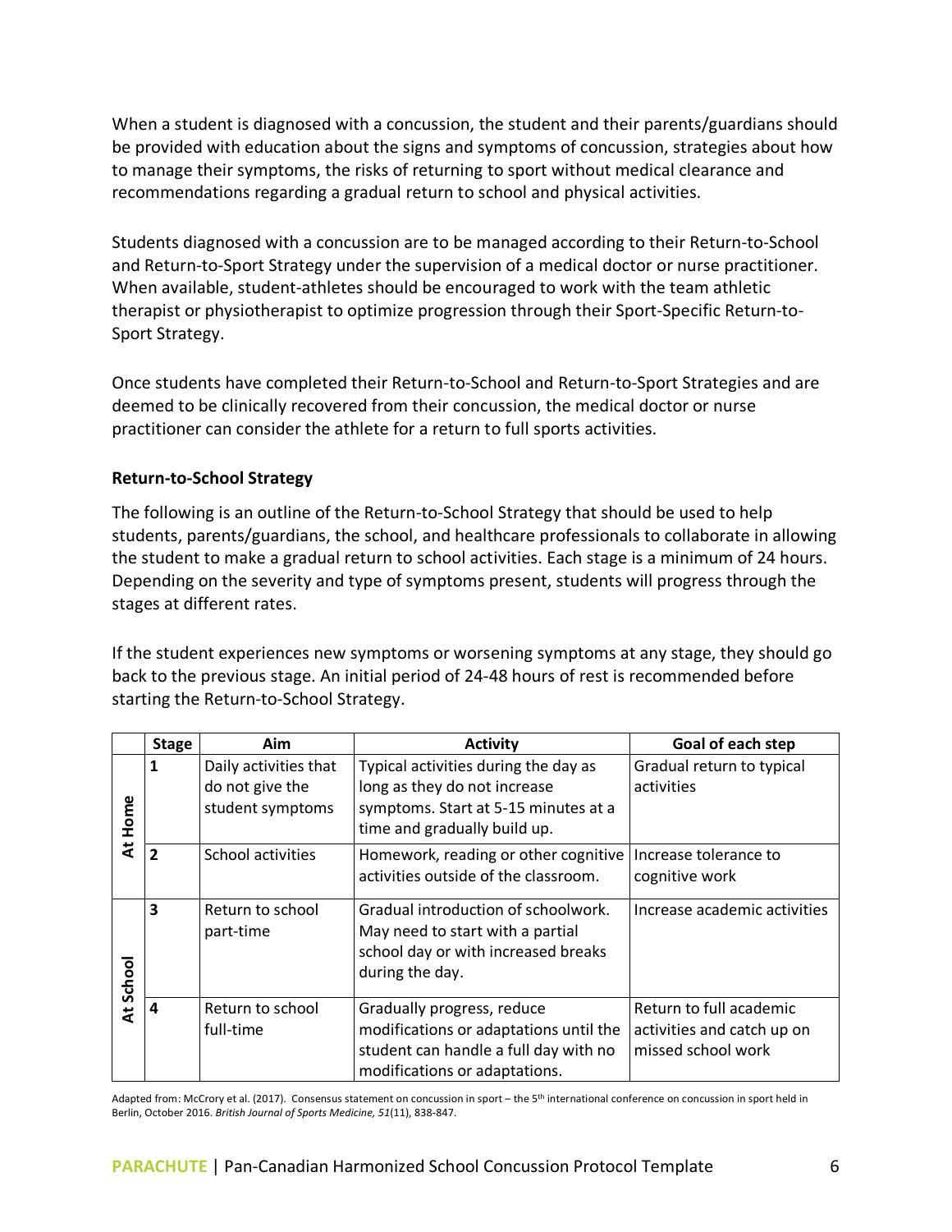When a student is diagnosed with a concussion, the student and their parents/guardians should be provided with education about the signs and symptoms of concussion, strategies about how to manage their symptoms, the risks of returning to sport without medical clearance and recommendations regarding a gradual return to school and physical activities.

Students diagnosed with a concussion are to be managed according to their Return-to-School and Return-to-Sport Strategy under the supervision of a medical doctor or nurse practitioner. When available, student-athletes should be encouraged to work with the team athletic therapist or physiotherapist to optimize progression through their Sport-Specific Return-to-Sport Strategy.

Once students have completed their Return-to-School and Return-to-Sport Strategies and are deemed to be clinically recovered from their concussion, the medical doctor or nurse practitioner can consider the athlete for a return to full sports activities.

**Return-to-School Strategy**

The following is an outline of the Return-to-School Strategy that should be used to help students, parents/guardians, the school, and healthcare professionals to collaborate in allowing the student to make a gradual return to school activities. Each stage is a minimum of 24 hours. Depending on the severity and type of symptoms present, students will progress through the stages at different rates.

If the student experiences new symptoms or worsening symptoms at any stage, they should go back to the previous stage. An initial period of 24-48 hours of rest is recommended before starting the Return-to-School Strategy.

| | Stage | Aim | Activity | Goal of each step |
|---|---|---|---|---|
| At Home | 1 | Daily activities that do not give the student symptoms | Typical activities during the day as long as they do not increase symptoms. Start at 5-15 minutes at a time and gradually build up. | Gradual return to typical activities |
| | 2 | School activities | Homework, reading or other cognitive activities outside of the classroom. | Increase tolerance to cognitive work |
| At School | 3 | Return to school part-time | Gradual introduction of schoolwork. May need to start with a partial school day or with increased breaks during the day. | Increase academic activities |
| | 4 | Return to school full-time | Gradually progress, reduce modifications or adaptations until the student can handle a full day with no modifications or adaptations. | Return to full academic activities and catch up on missed school work |

Adapted from: McCrory et al. (2017). Consensus statement on concussion in sport – the 5th international conference on concussion in sport held in Berlin, October 2016. *British Journal of Sports Medicine, 51*(11), 838-847.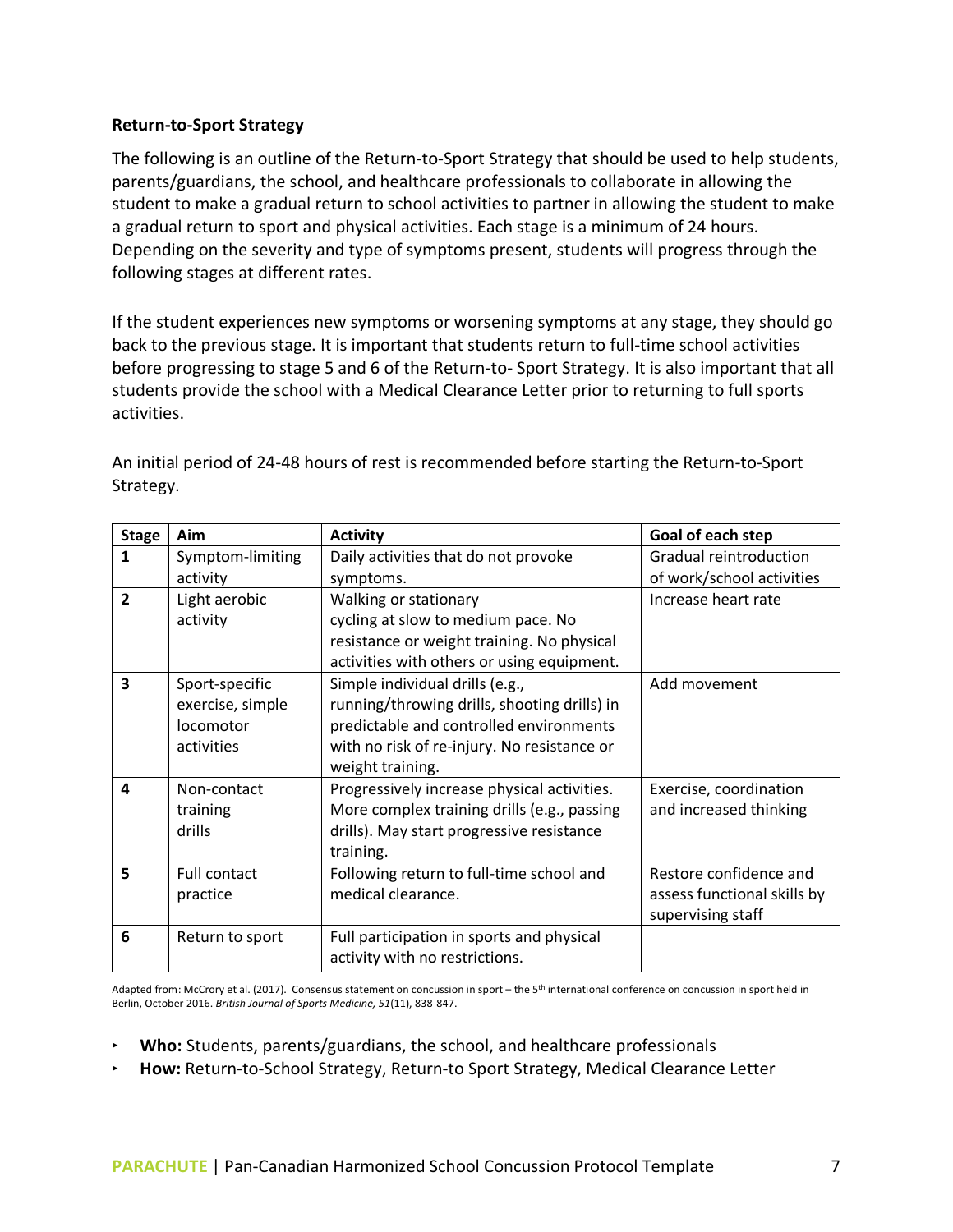**Return-to-Sport Strategy**

The following is an outline of the Return-to-Sport Strategy that should be used to help students, parents/guardians, the school, and healthcare professionals to collaborate in allowing the student to make a gradual return to school activities to partner in allowing the student to make a gradual return to sport and physical activities. Each stage is a minimum of 24 hours. Depending on the severity and type of symptoms present, students will progress through the following stages at different rates.

If the student experiences new symptoms or worsening symptoms at any stage, they should go back to the previous stage. It is important that students return to full-time school activities before progressing to stage 5 and 6 of the Return-to- Sport Strategy. It is also important that all students provide the school with a Medical Clearance Letter prior to returning to full sports activities.

An initial period of 24-48 hours of rest is recommended before starting the Return-to-Sport Strategy.

| Stage | Aim | Activity | Goal of each step |
|---|---|---|---|
| 1 | Symptom-limiting activity | Daily activities that do not provoke symptoms. | Gradual reintroduction of work/school activities |
| 2 | Light aerobic activity | Walking or stationary cycling at slow to medium pace. No resistance or weight training. No physical activities with others or using equipment. | Increase heart rate |
| 3 | Sport-specific exercise, simple locomotor activities | Simple individual drills (e.g., running/throwing drills, shooting drills) in predictable and controlled environments with no risk of re-injury. No resistance or weight training. | Add movement |
| 4 | Non-contact training drills | Progressively increase physical activities. More complex training drills (e.g., passing drills). May start progressive resistance training. | Exercise, coordination and increased thinking |
| 5 | Full contact practice | Following return to full-time school and medical clearance. | Restore confidence and assess functional skills by supervising staff |
| 6 | Return to sport | Full participation in sports and physical activity with no restrictions. | |

Adapted from: McCrory et al. (2017). Consensus statement on concussion in sport – the 5th international conference on concussion in sport held in Berlin, October 2016. *British Journal of Sports Medicine, 51*(11), 838-847.

- **Who:** Students, parents/guardians, the school, and healthcare professionals
- **How:** Return-to-School Strategy, Return-to Sport Strategy, Medical Clearance Letter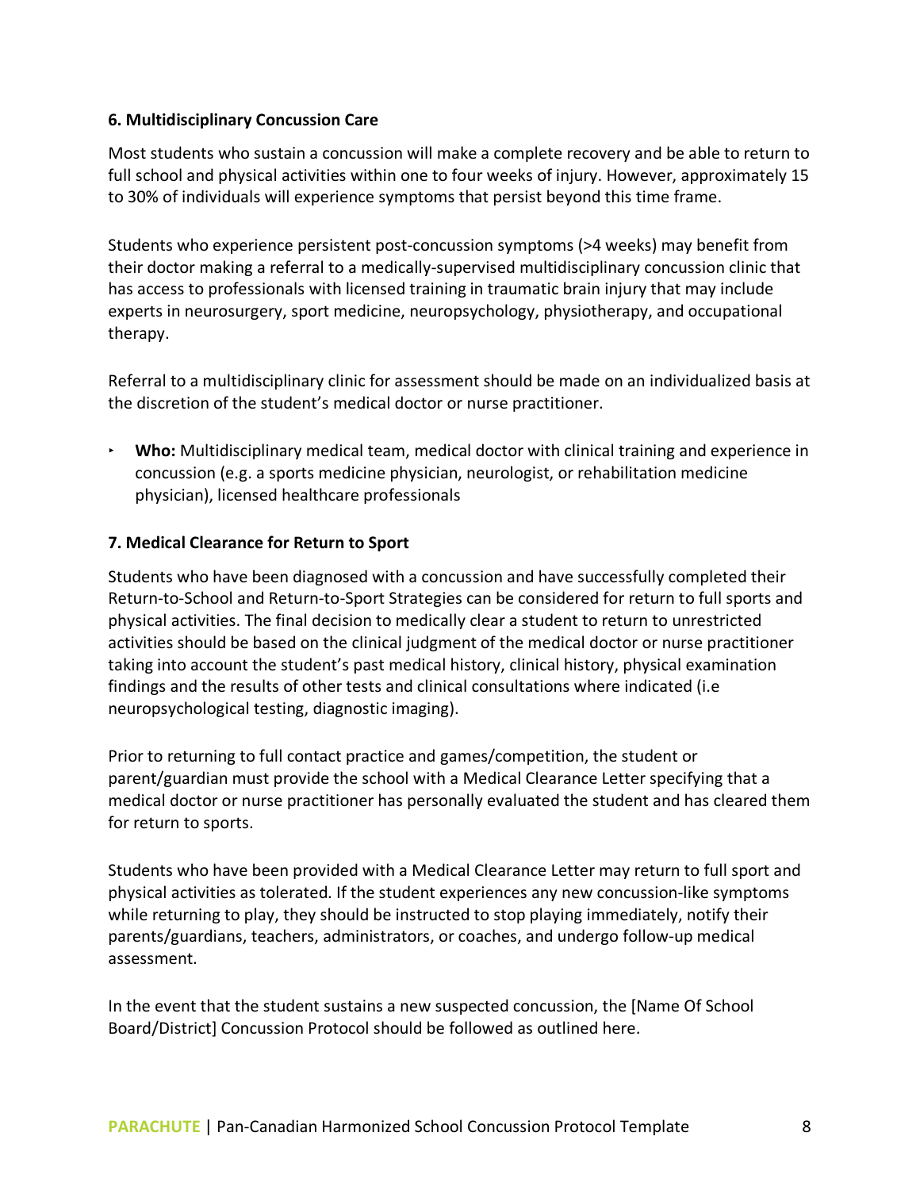### 6. Multidisciplinary Concussion Care

Most students who sustain a concussion will make a complete recovery and be able to return to full school and physical activities within one to four weeks of injury. However, approximately 15 to 30% of individuals will experience symptoms that persist beyond this time frame.

Students who experience persistent post-concussion symptoms (>4 weeks) may benefit from their doctor making a referral to a medically-supervised multidisciplinary concussion clinic that has access to professionals with licensed training in traumatic brain injury that may include experts in neurosurgery, sport medicine, neuropsychology, physiotherapy, and occupational therapy.

Referral to a multidisciplinary clinic for assessment should be made on an individualized basis at the discretion of the student's medical doctor or nurse practitioner.

- **Who:** Multidisciplinary medical team, medical doctor with clinical training and experience in concussion (e.g. a sports medicine physician, neurologist, or rehabilitation medicine physician), licensed healthcare professionals

### 7. Medical Clearance for Return to Sport

Students who have been diagnosed with a concussion and have successfully completed their Return-to-School and Return-to-Sport Strategies can be considered for return to full sports and physical activities. The final decision to medically clear a student to return to unrestricted activities should be based on the clinical judgment of the medical doctor or nurse practitioner taking into account the student's past medical history, clinical history, physical examination findings and the results of other tests and clinical consultations where indicated (i.e neuropsychological testing, diagnostic imaging).

Prior to returning to full contact practice and games/competition, the student or parent/guardian must provide the school with a Medical Clearance Letter specifying that a medical doctor or nurse practitioner has personally evaluated the student and has cleared them for return to sports.

Students who have been provided with a Medical Clearance Letter may return to full sport and physical activities as tolerated. If the student experiences any new concussion-like symptoms while returning to play, they should be instructed to stop playing immediately, notify their parents/guardians, teachers, administrators, or coaches, and undergo follow-up medical assessment.

In the event that the student sustains a new suspected concussion, the [Name Of School Board/District] Concussion Protocol should be followed as outlined here.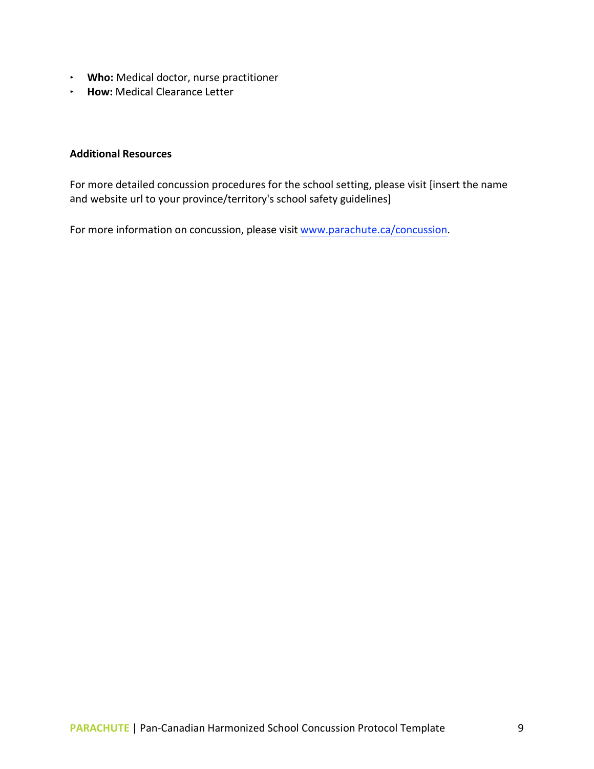- **Who:** Medical doctor, nurse practitioner
- **How:** Medical Clearance Letter

**Additional Resources**

For more detailed concussion procedures for the school setting, please visit [insert the name and website url to your province/territory's school safety guidelines]

For more information on concussion, please visit www.parachute.ca/concussion.